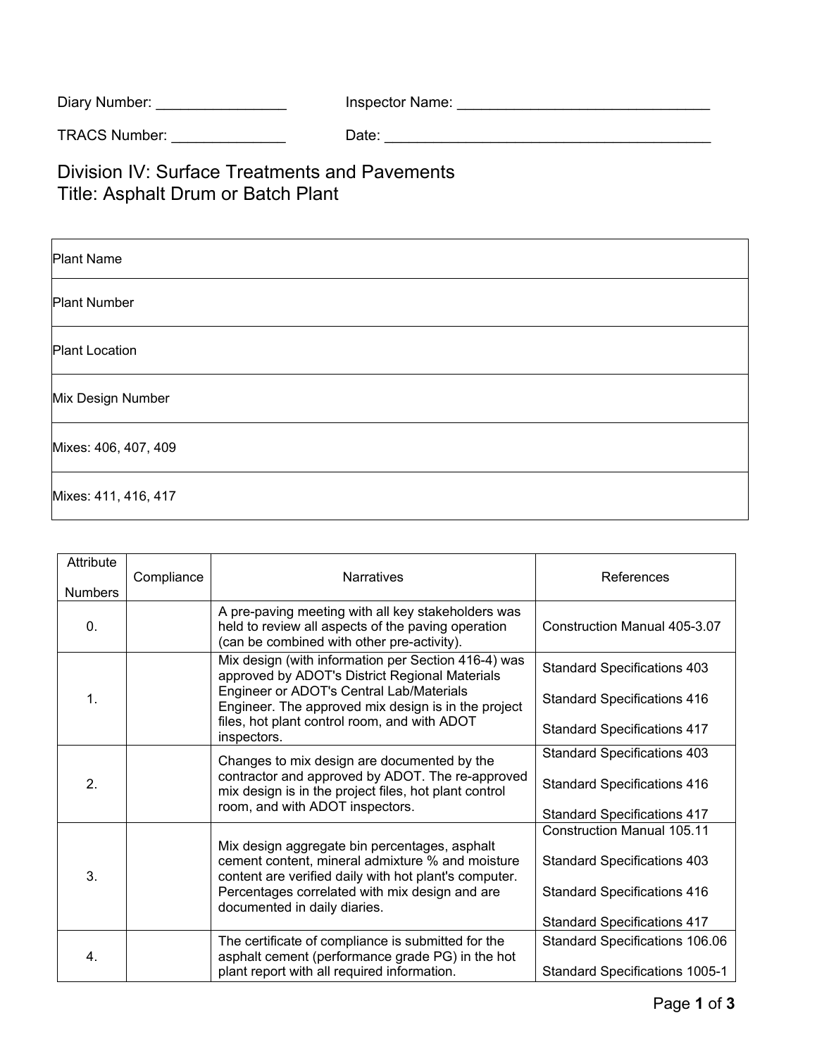Diary Number: ________________ Inspector Name: ________________________________

TRACS Number: ______________ Date: __________________________________________

# Division IV: Surface Treatments and Pavements
# Title: Asphalt Drum or Batch Plant

| Plant Name |
|---|
| Plant Number |
| Plant Location |
| Mix Design Number |
| Mixes: 406, 407, 409 |
| Mixes: 411, 416, 417 |

| Attribute Numbers | Compliance | Narratives | References |
|---|---|---|---|
| 0. | | A pre-paving meeting with all key stakeholders was held to review all aspects of the paving operation (can be combined with other pre-activity). | Construction Manual 405-3.07 |
| 1. | | Mix design (with information per Section 416-4) was approved by ADOT's District Regional Materials Engineer or ADOT's Central Lab/Materials Engineer. The approved mix design is in the project files, hot plant control room, and with ADOT inspectors. | Standard Specifications 403<br>Standard Specifications 416<br>Standard Specifications 417 |
| 2. | | Changes to mix design are documented by the contractor and approved by ADOT. The re-approved mix design is in the project files, hot plant control room, and with ADOT inspectors. | Standard Specifications 403<br>Standard Specifications 416<br>Standard Specifications 417 |
| 3. | | Mix design aggregate bin percentages, asphalt cement content, mineral admixture % and moisture content are verified daily with hot plant's computer. Percentages correlated with mix design and are documented in daily diaries. | Construction Manual 105.11<br>Standard Specifications 403<br>Standard Specifications 416<br>Standard Specifications 417 |
| 4. | | The certificate of compliance is submitted for the asphalt cement (performance grade PG) in the hot plant report with all required information. | Standard Specifications 106.06<br>Standard Specifications 1005-1 |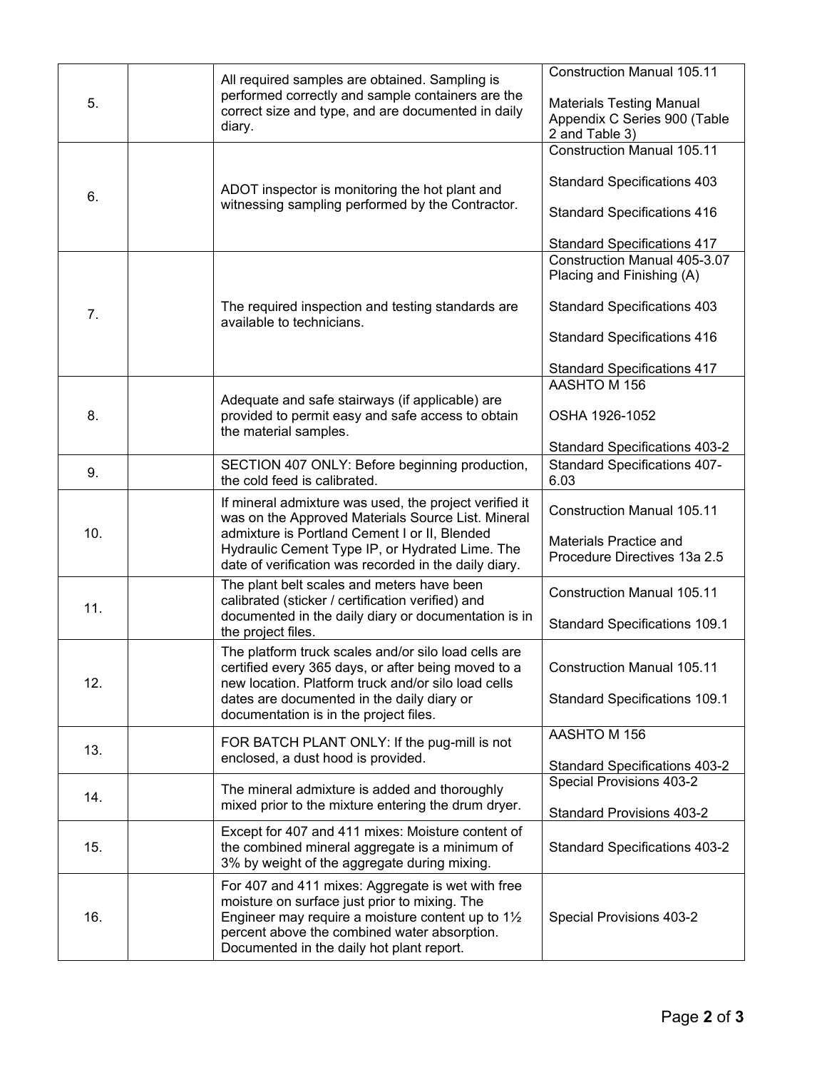| | | | |
|---|---|---|---|
| 5. | | All required samples are obtained. Sampling is performed correctly and sample containers are the correct size and type, and are documented in daily diary. | Construction Manual 105.11<br><br>Materials Testing Manual Appendix C Series 900 (Table 2 and Table 3) |
| 6. | | ADOT inspector is monitoring the hot plant and witnessing sampling performed by the Contractor. | Construction Manual 105.11<br><br>Standard Specifications 403<br><br>Standard Specifications 416<br><br>Standard Specifications 417 |
| 7. | | The required inspection and testing standards are available to technicians. | Construction Manual 405-3.07 Placing and Finishing (A)<br><br>Standard Specifications 403<br><br>Standard Specifications 416<br><br>Standard Specifications 417 |
| 8. | | Adequate and safe stairways (if applicable) are provided to permit easy and safe access to obtain the material samples. | AASHTO M 156<br><br>OSHA 1926-1052<br><br>Standard Specifications 403-2 |
| 9. | | SECTION 407 ONLY: Before beginning production, the cold feed is calibrated. | Standard Specifications 407-6.03 |
| 10. | | If mineral admixture was used, the project verified it was on the Approved Materials Source List. Mineral admixture is Portland Cement I or II, Blended Hydraulic Cement Type IP, or Hydrated Lime. The date of verification was recorded in the daily diary. | Construction Manual 105.11<br><br>Materials Practice and Procedure Directives 13a 2.5 |
| 11. | | The plant belt scales and meters have been calibrated (sticker / certification verified) and documented in the daily diary or documentation is in the project files. | Construction Manual 105.11<br><br>Standard Specifications 109.1 |
| 12. | | The platform truck scales and/or silo load cells are certified every 365 days, or after being moved to a new location. Platform truck and/or silo load cells dates are documented in the daily diary or documentation is in the project files. | Construction Manual 105.11<br><br>Standard Specifications 109.1 |
| 13. | | FOR BATCH PLANT ONLY: If the pug-mill is not enclosed, a dust hood is provided. | AASHTO M 156<br><br>Standard Specifications 403-2 |
| 14. | | The mineral admixture is added and thoroughly mixed prior to the mixture entering the drum dryer. | Special Provisions 403-2<br><br>Standard Provisions 403-2 |
| 15. | | Except for 407 and 411 mixes: Moisture content of the combined mineral aggregate is a minimum of 3% by weight of the aggregate during mixing. | Standard Specifications 403-2 |
| 16. | | For 407 and 411 mixes: Aggregate is wet with free moisture on surface just prior to mixing. The Engineer may require a moisture content up to 1½ percent above the combined water absorption. Documented in the daily hot plant report. | Special Provisions 403-2 |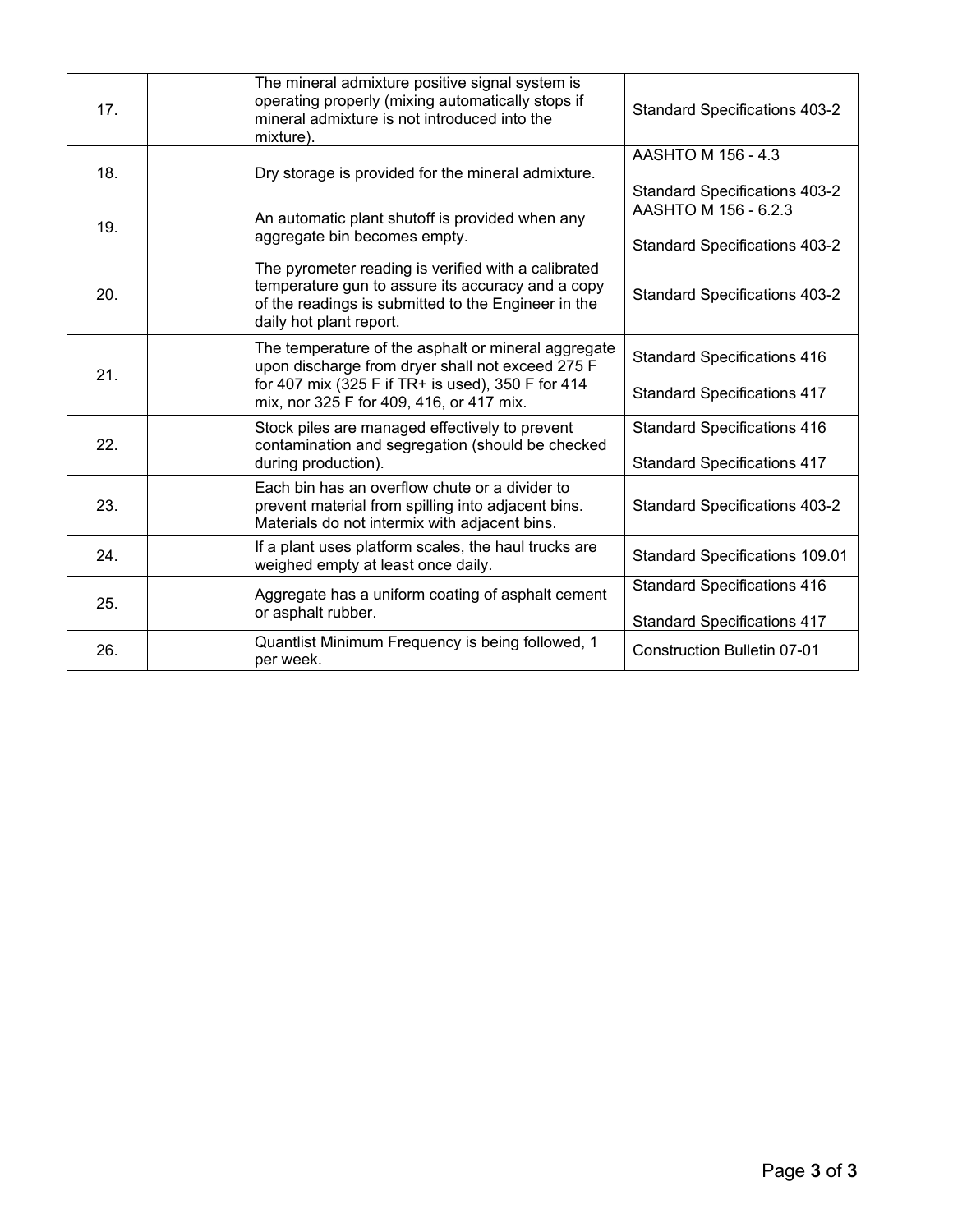| | | | |
|---|---|---|---|
| 17. | | The mineral admixture positive signal system is operating properly (mixing automatically stops if mineral admixture is not introduced into the mixture). | Standard Specifications 403-2 |
| 18. | | Dry storage is provided for the mineral admixture. | AASHTO M 156 - 4.3<br><br>Standard Specifications 403-2 |
| 19. | | An automatic plant shutoff is provided when any aggregate bin becomes empty. | AASHTO M 156 - 6.2.3<br><br>Standard Specifications 403-2 |
| 20. | | The pyrometer reading is verified with a calibrated temperature gun to assure its accuracy and a copy of the readings is submitted to the Engineer in the daily hot plant report. | Standard Specifications 403-2 |
| 21. | | The temperature of the asphalt or mineral aggregate upon discharge from dryer shall not exceed 275 F for 407 mix (325 F if TR+ is used), 350 F for 414 mix, nor 325 F for 409, 416, or 417 mix. | Standard Specifications 416<br><br>Standard Specifications 417 |
| 22. | | Stock piles are managed effectively to prevent contamination and segregation (should be checked during production). | Standard Specifications 416<br><br>Standard Specifications 417 |
| 23. | | Each bin has an overflow chute or a divider to prevent material from spilling into adjacent bins. Materials do not intermix with adjacent bins. | Standard Specifications 403-2 |
| 24. | | If a plant uses platform scales, the haul trucks are weighed empty at least once daily. | Standard Specifications 109.01 |
| 25. | | Aggregate has a uniform coating of asphalt cement or asphalt rubber. | Standard Specifications 416<br><br>Standard Specifications 417 |
| 26. | | Quantlist Minimum Frequency is being followed, 1 per week. | Construction Bulletin 07-01 |